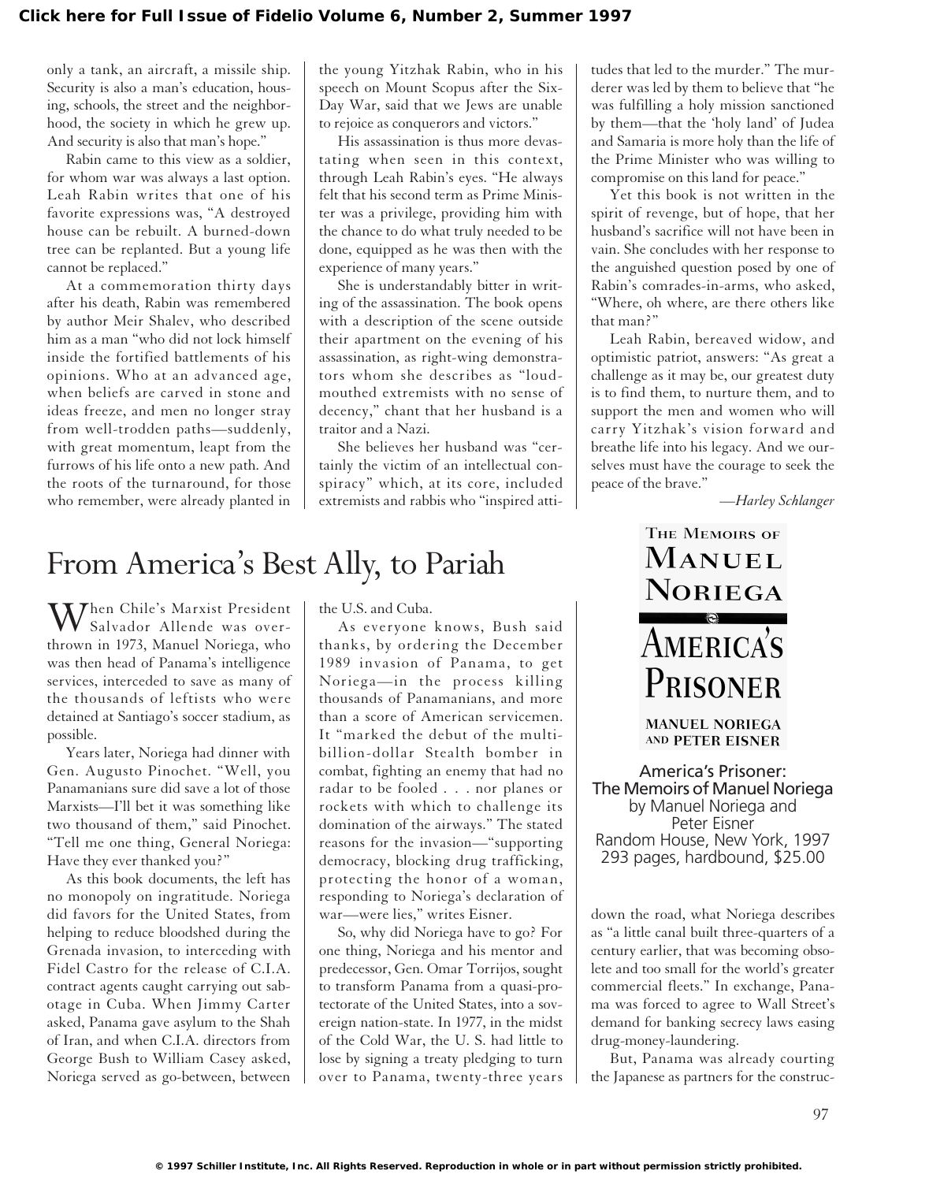only a tank, an aircraft, a missile ship. Security is also a man's education, housing, schools, the street and the neighborhood, the society in which he grew up. And security is also that man's hope."

Rabin came to this view as a soldier, for whom war was always a last option. Leah Rabin writes that one of his favorite expressions was, "A destroyed house can be rebuilt. A burned-down tree can be replanted. But a young life cannot be replaced."

At a commemoration thirty days after his death, Rabin was remembered by author Meir Shalev, who described him as a man "who did not lock himself inside the fortified battlements of his opinions. Who at an advanced age, when beliefs are carved in stone and ideas freeze, and men no longer stray from well-trodden paths—suddenly, with great momentum, leapt from the furrows of his life onto a new path. And the roots of the turnaround, for those who remember, were already planted in the young Yitzhak Rabin, who in his speech on Mount Scopus after the Six-Day War, said that we Jews are unable to rejoice as conquerors and victors."

His assassination is thus more devastating when seen in this context, through Leah Rabin's eyes. "He always felt that his second term as Prime Minister was a privilege, providing him with the chance to do what truly needed to be done, equipped as he was then with the experience of many years."

She is understandably bitter in writing of the assassination. The book opens with a description of the scene outside their apartment on the evening of his assassination, as right-wing demonstrators whom she describes as "loud-mouthed extremists with no sense of decency," chant that her husband is a traitor and a Nazi.

She believes her husband was "certainly the victim of an intellectual conspiracy" which, at its core, included extremists and rabbis who "inspired attitudes that led to the murder." The murderer was led by them to believe that "he was fulfilling a holy mission sanctioned by them—that the 'holy land' of Judea and Samaria is more holy than the life of the Prime Minister who was willing to compromise on this land for peace."

Yet this book is not written in the spirit of revenge, but of hope, that her husband's sacrifice will not have been in vain. She concludes with her response to the anguished question posed by one of Rabin's comrades-in-arms, who asked, "Where, oh where, are there others like that man?"

Leah Rabin, bereaved widow, and optimistic patriot, answers: "As great a challenge as it may be, our greatest duty is to find them, to nurture them, and to support the men and women who will carry Yitzhak's vision forward and breathe life into his legacy. And we ourselves must have the courage to seek the peace of the brave."

*—Harley Schlanger*

# From America's Best Ally, to Pariah

When Chile's Marxist President Salvador Allende was overthrown in 1973, Manuel Noriega, who was then head of Panama's intelligence services, interceded to save as many of the thousands of leftists who were detained at Santiago's soccer stadium, as possible.

Years later, Noriega had dinner with Gen. Augusto Pinochet. "Well, you Panamanians sure did save a lot of those Marxists—I'll bet it was something like two thousand of them," said Pinochet. "Tell me one thing, General Noriega: Have they ever thanked you?"

As this book documents, the left has no monopoly on ingratitude. Noriega did favors for the United States, from helping to reduce bloodshed during the Grenada invasion, to interceding with Fidel Castro for the release of C.I.A. contract agents caught carrying out sabotage in Cuba. When Jimmy Carter asked, Panama gave asylum to the Shah of Iran, and when C.I.A. directors from George Bush to William Casey asked, Noriega served as go-between, between the U.S. and Cuba.

As everyone knows, Bush said thanks, by ordering the December 1989 invasion of Panama, to get Noriega—in the process killing thousands of Panamanians, and more than a score of American servicemen. It "marked the debut of the multi-billion-dollar Stealth bomber in combat, fighting an enemy that had no radar to be fooled . . . nor planes or rockets with which to challenge its domination of the airways." The stated reasons for the invasion—"supporting democracy, blocking drug trafficking, protecting the honor of a woman, responding to Noriega's declaration of war—were lies," writes Eisner.

So, why did Noriega have to go? For one thing, Noriega and his mentor and predecessor, Gen. Omar Torrijos, sought to transform Panama from a quasi-protectorate of the United States, into a sovereign nation-state. In 1977, in the midst of the Cold War, the U. S. had little to lose by signing a treaty pledging to turn over to Panama, twenty-three years down the road, what Noriega describes as "a little canal built three-quarters of a century earlier, that was becoming obsolete and too small for the world's greater commercial fleets." In exchange, Panama was forced to agree to Wall Street's demand for banking secrecy laws easing drug-money-laundering.

But, Panama was already courting the Japanese as partners for the construc-

**America's Prisoner: The Memoirs of Manuel Noriega**
by Manuel Noriega and Peter Eisner
Random House, New York, 1997
293 pages, hardbound, $25.00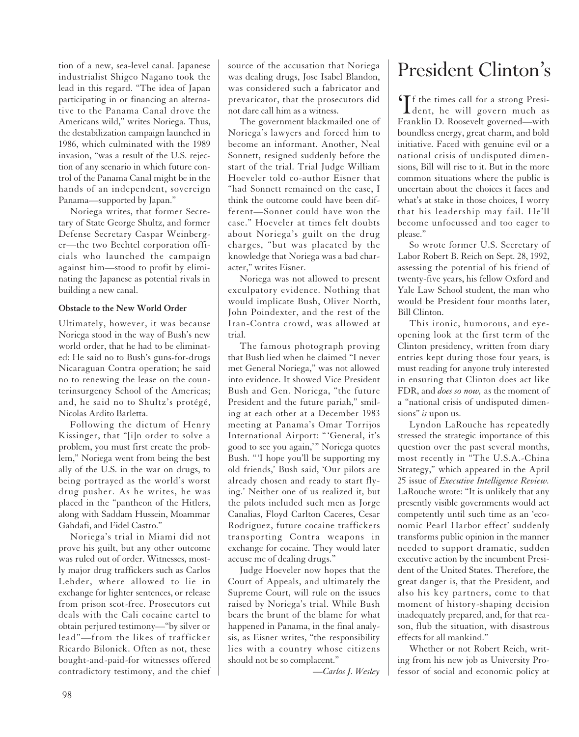tion of a new, sea-level canal. Japanese industrialist Shigeo Nagano took the lead in this regard. "The idea of Japan participating in or financing an alternative to the Panama Canal drove the Americans wild," writes Noriega. Thus, the destabilization campaign launched in 1986, which culminated with the 1989 invasion, "was a result of the U.S. rejection of any scenario in which future control of the Panama Canal might be in the hands of an independent, sovereign Panama—supported by Japan."

Noriega writes, that former Secretary of State George Shultz, and former Defense Secretary Caspar Weinberger—the two Bechtel corporation officials who launched the campaign against him—stood to profit by eliminating the Japanese as potential rivals in building a new canal.

**Obstacle to the New World Order**

Ultimately, however, it was because Noriega stood in the way of Bush's new world order, that he had to be eliminated: He said no to Bush's guns-for-drugs Nicaraguan Contra operation; he said no to renewing the lease on the counterinsurgency School of the Americas; and, he said no to Shultz's protégé, Nicolas Ardito Barletta.

Following the dictum of Henry Kissinger, that "[i]n order to solve a problem, you must first create the problem," Noriega went from being the best ally of the U.S. in the war on drugs, to being portrayed as the world's worst drug pusher. As he writes, he was placed in the "pantheon of the Hitlers, along with Saddam Hussein, Moammar Gahdafi, and Fidel Castro."

Noriega's trial in Miami did not prove his guilt, but any other outcome was ruled out of order. Witnesses, mostly major drug traffickers such as Carlos Lehder, where allowed to lie in exchange for lighter sentences, or release from prison scot-free. Prosecutors cut deals with the Cali cocaine cartel to obtain perjured testimony—"by silver or lead"—from the likes of trafficker Ricardo Bilonick. Often as not, these bought-and-paid-for witnesses offered contradictory testimony, and the chief source of the accusation that Noriega was dealing drugs, Jose Isabel Blandon, was considered such a fabricator and prevaricator, that the prosecutors did not dare call him as a witness.

The government blackmailed one of Noriega's lawyers and forced him to become an informant. Another, Neal Sonnett, resigned suddenly before the start of the trial. Trial Judge William Hoeveler told co-author Eisner that "had Sonnett remained on the case, I think the outcome could have been different—Sonnet could have won the case." Hoeveler at times felt doubts about Noriega's guilt on the drug charges, "but was placated by the knowledge that Noriega was a bad character," writes Eisner.

Noriega was not allowed to present exculpatory evidence. Nothing that would implicate Bush, Oliver North, John Poindexter, and the rest of the Iran-Contra crowd, was allowed at trial.

The famous photograph proving that Bush lied when he claimed "I never met General Noriega," was not allowed into evidence. It showed Vice President Bush and Gen. Noriega, "the future President and the future pariah," smiling at each other at a December 1983 meeting at Panama's Omar Torrijos International Airport: "'General, it's good to see you again,'" Noriega quotes Bush. "'I hope you'll be supporting my old friends,' Bush said, 'Our pilots are already chosen and ready to start flying.' Neither one of us realized it, but the pilots included such men as Jorge Canalias, Floyd Carlton Caceres, Cesar Rodriguez, future cocaine traffickers transporting Contra weapons in exchange for cocaine. They would later accuse me of dealing drugs."

Judge Hoeveler now hopes that the Court of Appeals, and ultimately the Supreme Court, will rule on the issues raised by Noriega's trial. While Bush bears the brunt of the blame for what happened in Panama, in the final analysis, as Eisner writes, "the responsibility lies with a country whose citizens should not be so complacent."

—*Carlos J. Wesley*

# President Clinton's

"If the times call for a strong President, he will govern much as Franklin D. Roosevelt governed—with boundless energy, great charm, and bold initiative. Faced with genuine evil or a national crisis of undisputed dimensions, Bill will rise to it. But in the more common situations where the public is uncertain about the choices it faces and what's at stake in those choices, I worry that his leadership may fail. He'll become unfocussed and too eager to please."

So wrote former U.S. Secretary of Labor Robert B. Reich on Sept. 28, 1992, assessing the potential of his friend of twenty-five years, his fellow Oxford and Yale Law School student, the man who would be President four months later, Bill Clinton.

This ironic, humorous, and eye-opening look at the first term of the Clinton presidency, written from diary entries kept during those four years, is must reading for anyone truly interested in ensuring that Clinton does act like FDR, and *does so now,* as the moment of a "national crisis of undisputed dimensions" *is* upon us.

Lyndon LaRouche has repeatedly stressed the strategic importance of this question over the past several months, most recently in "The U.S.A.-China Strategy," which appeared in the April 25 issue of *Executive Intelligence Review.* LaRouche wrote: "It is unlikely that any presently visible governments would act competently until such time as an 'economic Pearl Harbor effect' suddenly transforms public opinion in the manner needed to support dramatic, sudden executive action by the incumbent President of the United States. Therefore, the great danger is, that the President, and also his key partners, come to that moment of history-shaping decision inadequately prepared, and, for that reason, flub the situation, with disastrous effects for all mankind."

Whether or not Robert Reich, writing from his new job as University Professor of social and economic policy at